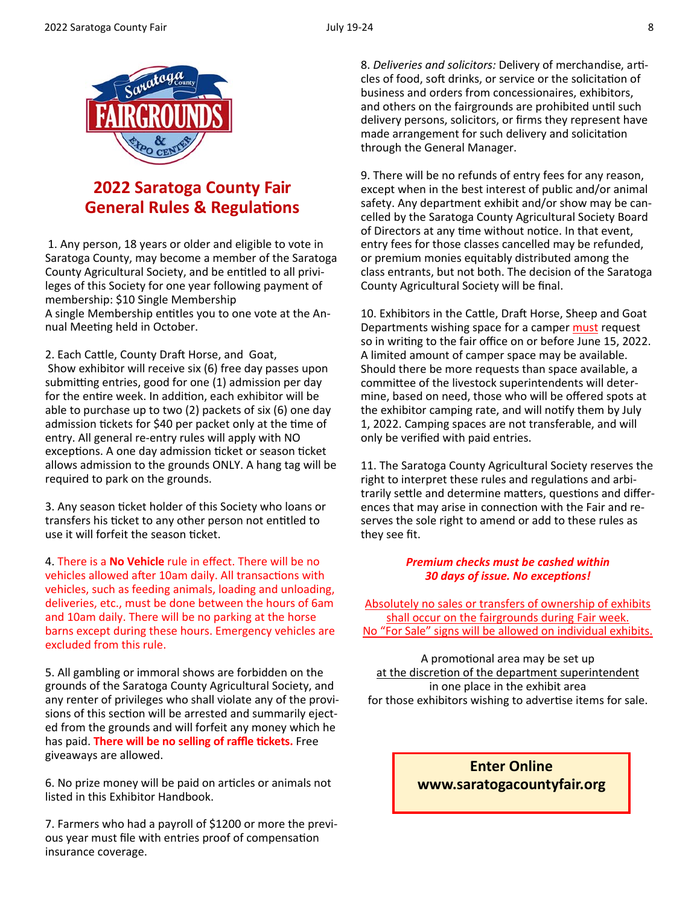## 2022 Saratoga County Fair General Rules & Regulations

1. Any person, 18 years or older and eligible to vote in Saratoga County, may become a member of the Saratoga County Agricultural Society, and be entitled to all privileges of this Society for one year following payment of membership: $10 Single Membership
A single Membership entitles you to one vote at the Annual Meeting held in October.

2. Each Cattle, County Draft Horse, and Goat, Show exhibitor will receive six (6) free day passes upon submitting entries, good for one (1) admission per day for the entire week. In addition, each exhibitor will be able to purchase up to two (2) packets of six (6) one day admission tickets for $40 per packet only at the time of entry. All general re-entry rules will apply with NO exceptions. A one day admission ticket or season ticket allows admission to the grounds ONLY. A hang tag will be required to park on the grounds.

3. Any season ticket holder of this Society who loans or transfers his ticket to any other person not entitled to use it will forfeit the season ticket.

4. There is a **No Vehicle** rule in effect. There will be no vehicles allowed after 10am daily. All transactions with vehicles, such as feeding animals, loading and unloading, deliveries, etc., must be done between the hours of 6am and 10am daily. There will be no parking at the horse barns except during these hours. Emergency vehicles are excluded from this rule.

5. All gambling or immoral shows are forbidden on the grounds of the Saratoga County Agricultural Society, and any renter of privileges who shall violate any of the provisions of this section will be arrested and summarily ejected from the grounds and will forfeit any money which he has paid. **There will be no selling of raffle tickets.** Free giveaways are allowed.

6. No prize money will be paid on articles or animals not listed in this Exhibitor Handbook.

7. Farmers who had a payroll of $1200 or more the previous year must file with entries proof of compensation insurance coverage.

8. *Deliveries and solicitors:* Delivery of merchandise, articles of food, soft drinks, or service or the solicitation of business and orders from concessionaires, exhibitors, and others on the fairgrounds are prohibited until such delivery persons, solicitors, or firms they represent have made arrangement for such delivery and solicitation through the General Manager.

9. There will be no refunds of entry fees for any reason, except when in the best interest of public and/or animal safety. Any department exhibit and/or show may be cancelled by the Saratoga County Agricultural Society Board of Directors at any time without notice. In that event, entry fees for those classes cancelled may be refunded, or premium monies equitably distributed among the class entrants, but not both. The decision of the Saratoga County Agricultural Society will be final.

10. Exhibitors in the Cattle, Draft Horse, Sheep and Goat Departments wishing space for a camper must request so in writing to the fair office on or before June 15, 2022. A limited amount of camper space may be available. Should there be more requests than space available, a committee of the livestock superintendents will determine, based on need, those who will be offered spots at the exhibitor camping rate, and will notify them by July 1, 2022. Camping spaces are not transferable, and will only be verified with paid entries.

11. The Saratoga County Agricultural Society reserves the right to interpret these rules and regulations and arbitrarily settle and determine matters, questions and differences that may arise in connection with the Fair and reserves the sole right to amend or add to these rules as they see fit.

***Premium checks must be cashed within 30 days of issue. No exceptions!***

Absolutely no sales or transfers of ownership of exhibits shall occur on the fairgrounds during Fair week.
No "For Sale" signs will be allowed on individual exhibits.

A promotional area may be set up at the discretion of the department superintendent in one place in the exhibit area for those exhibitors wishing to advertise items for sale.

**Enter Online**
**www.saratogacountyfair.org**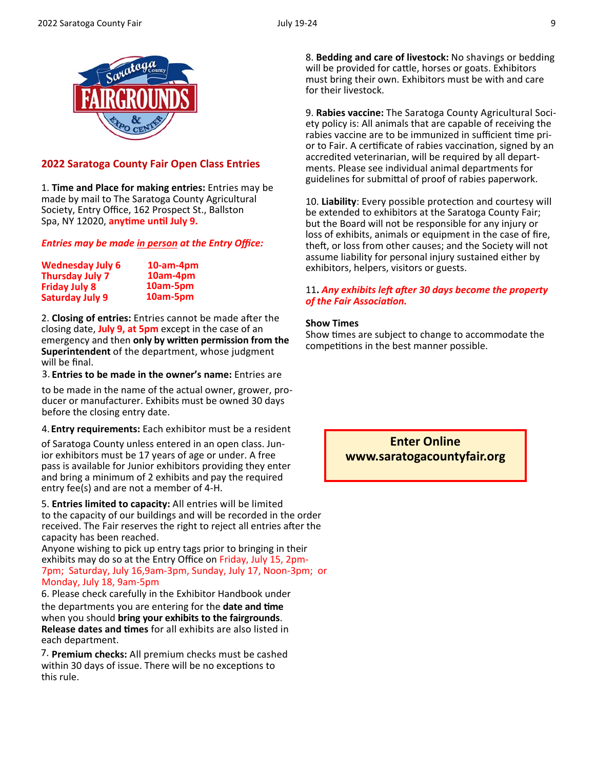## 2022 Saratoga County Fair Open Class Entries

1. **Time and Place for making entries:** Entries may be made by mail to The Saratoga County Agricultural Society, Entry Office, 162 Prospect St., Ballston Spa, NY 12020, **anytime until July 9.**

***Entries may be made in person at the Entry Office:***

| | |
|---|---|
| **Wednesday July 6** | **10-am-4pm** |
| **Thursday July 7** | **10am-4pm** |
| **Friday July 8** | **10am-5pm** |
| **Saturday July 9** | **10am-5pm** |

2. **Closing of entries:** Entries cannot be made after the closing date, **July 9, at 5pm** except in the case of an emergency and then **only by written permission from the Superintendent** of the department, whose judgment will be final.

3. **Entries to be made in the owner's name:** Entries are to be made in the name of the actual owner, grower, producer or manufacturer. Exhibits must be owned 30 days before the closing entry date.

4. **Entry requirements:** Each exhibitor must be a resident of Saratoga County unless entered in an open class. Junior exhibitors must be 17 years of age or under. A free pass is available for Junior exhibitors providing they enter and bring a minimum of 2 exhibits and pay the required entry fee(s) and are not a member of 4-H.

5. **Entries limited to capacity:** All entries will be limited to the capacity of our buildings and will be recorded in the order received. The Fair reserves the right to reject all entries after the capacity has been reached.
Anyone wishing to pick up entry tags prior to bringing in their exhibits may do so at the Entry Office on Friday, July 15, 2pm-7pm; Saturday, July 16,9am-3pm, Sunday, July 17, Noon-3pm; or Monday, July 18, 9am-5pm

6. Please check carefully in the Exhibitor Handbook under the departments you are entering for the **date and time** when you should **bring your exhibits to the fairgrounds**. **Release dates and times** for all exhibits are also listed in each department.

7. **Premium checks:** All premium checks must be cashed within 30 days of issue. There will be no exceptions to this rule.

8. **Bedding and care of livestock:** No shavings or bedding will be provided for cattle, horses or goats. Exhibitors must bring their own. Exhibitors must be with and care for their livestock.

9. **Rabies vaccine:** The Saratoga County Agricultural Society policy is: All animals that are capable of receiving the rabies vaccine are to be immunized in sufficient time prior to Fair. A certificate of rabies vaccination, signed by an accredited veterinarian, will be required by all departments. Please see individual animal departments for guidelines for submittal of proof of rabies paperwork.

10. **Liability**: Every possible protection and courtesy will be extended to exhibitors at the Saratoga County Fair; but the Board will not be responsible for any injury or loss of exhibits, animals or equipment in the case of fire, theft, or loss from other causes; and the Society will not assume liability for personal injury sustained either by exhibitors, helpers, visitors or guests.

11. ***Any exhibits left after 30 days become the property of the Fair Association.***

**Show Times**
Show times are subject to change to accommodate the competitions in the best manner possible.

**Enter Online**
**www.saratogacountyfair.org**